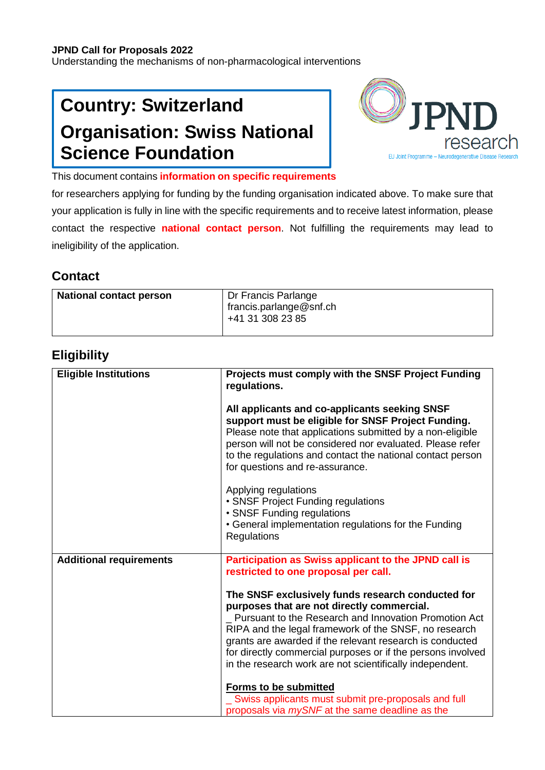**JPND Call for Proposals 2022**
Understanding the mechanisms of non-pharmacological interventions

# Country: Switzerland
# Organisation: Swiss National Science Foundation

This document contains **information on specific requirements** for researchers applying for funding by the funding organisation indicated above. To make sure that your application is fully in line with the specific requirements and to receive latest information, please contact the respective **national contact person**. Not fulfilling the requirements may lead to ineligibility of the application.

## Contact

| **National contact person** | Dr Francis Parlange<br>francis.parlange@snf.ch<br>+41 31 308 23 85 |
|---|---|

## Eligibility

| **Eligible Institutions** | **Projects must comply with the SNSF Project Funding regulations.**<br><br>**All applicants and co-applicants seeking SNSF support must be eligible for SNSF Project Funding.** Please note that applications submitted by a non-eligible person will not be considered nor evaluated. Please refer to the regulations and contact the national contact person for questions and re-assurance.<br><br>Applying regulations<br>• SNSF Project Funding regulations<br>• SNSF Funding regulations<br>• General implementation regulations for the Funding Regulations |
|---|---|
| **Additional requirements** | **Participation as Swiss applicant to the JPND call is restricted to one proposal per call.**<br><br>**The SNSF exclusively funds research conducted for purposes that are not directly commercial.**<br>_ Pursuant to the Research and Innovation Promotion Act RIPA and the legal framework of the SNSF, no research grants are awarded if the relevant research is conducted for directly commercial purposes or if the persons involved in the research work are not scientifically independent.<br><br>**<u>Forms to be submitted</u>**<br>_ Swiss applicants must submit pre-proposals and full proposals via *mySNF* at the same deadline as the |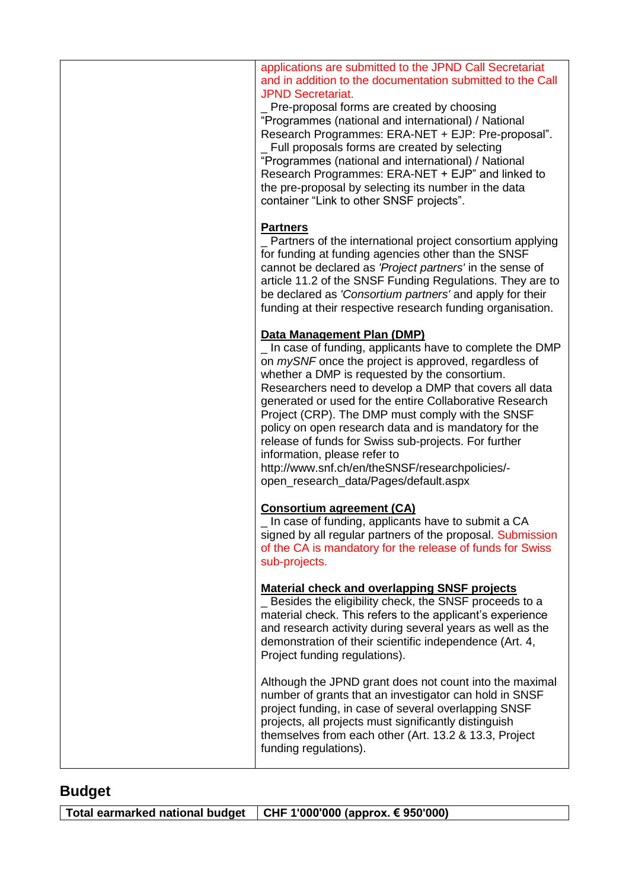| | applications are submitted to the JPND Call Secretariat and in addition to the documentation submitted to the Call JPND Secretariat.<br>_ Pre-proposal forms are created by choosing "Programmes (national and international) / National Research Programmes: ERA-NET + EJP: Pre-proposal".<br>_ Full proposals forms are created by selecting "Programmes (national and international) / National Research Programmes: ERA-NET + EJP" and linked to the pre-proposal by selecting its number in the data container "Link to other SNSF projects".<br><br>**Partners**<br>_ Partners of the international project consortium applying for funding at funding agencies other than the SNSF cannot be declared as *'Project partners'* in the sense of article 11.2 of the SNSF Funding Regulations. They are to be declared as *'Consortium partners'* and apply for their funding at their respective research funding organisation.<br><br>**Data Management Plan (DMP)**<br>_ In case of funding, applicants have to complete the DMP on *mySNF* once the project is approved, regardless of whether a DMP is requested by the consortium. Researchers need to develop a DMP that covers all data generated or used for the entire Collaborative Research Project (CRP). The DMP must comply with the SNSF policy on open research data and is mandatory for the release of funds for Swiss sub-projects. For further information, please refer to http://www.snf.ch/en/theSNSF/researchpolicies/-open_research_data/Pages/default.aspx<br><br>**Consortium agreement (CA)**<br>_ In case of funding, applicants have to submit a CA signed by all regular partners of the proposal. Submission of the CA is mandatory for the release of funds for Swiss sub-projects.<br><br>**Material check and overlapping SNSF projects**<br>_ Besides the eligibility check, the SNSF proceeds to a material check. This refers to the applicant's experience and research activity during several years as well as the demonstration of their scientific independence (Art. 4, Project funding regulations).<br><br>Although the JPND grant does not count into the maximal number of grants that an investigator can hold in SNSF project funding, in case of several overlapping SNSF projects, all projects must significantly distinguish themselves from each other (Art. 13.2 & 13.3, Project funding regulations). |
|---|---|

## Budget

| **Total earmarked national budget** | **CHF 1'000'000 (approx. € 950'000)** |
|---|---|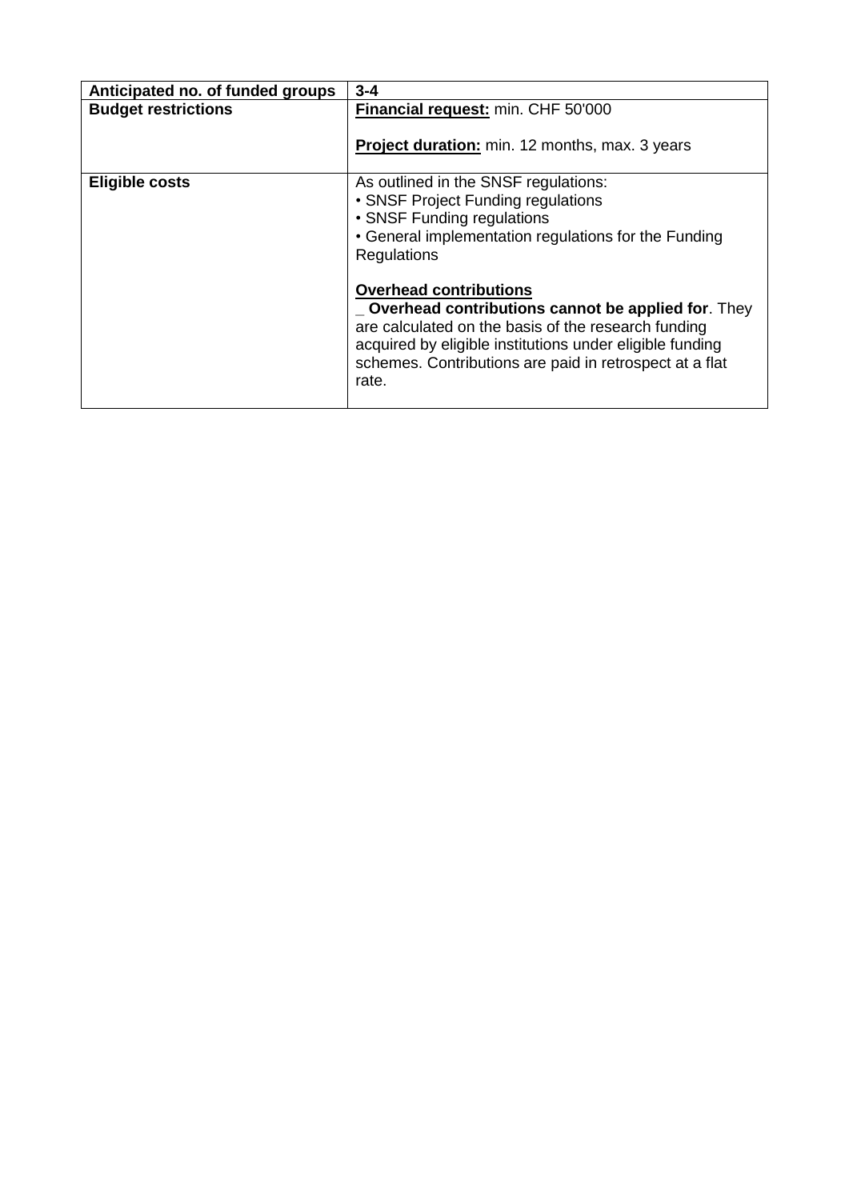| | |
|---|---|
| **Anticipated no. of funded groups** | **3-4** |
| **Budget restrictions** | **Financial request:** min. CHF 50'000<br><br>**Project duration:** min. 12 months, max. 3 years |
| **Eligible costs** | As outlined in the SNSF regulations:<br>• SNSF Project Funding regulations<br>• SNSF Funding regulations<br>• General implementation regulations for the Funding Regulations<br><br>**Overhead contributions**<br>_ **Overhead contributions cannot be applied for**. They are calculated on the basis of the research funding acquired by eligible institutions under eligible funding schemes. Contributions are paid in retrospect at a flat rate. |